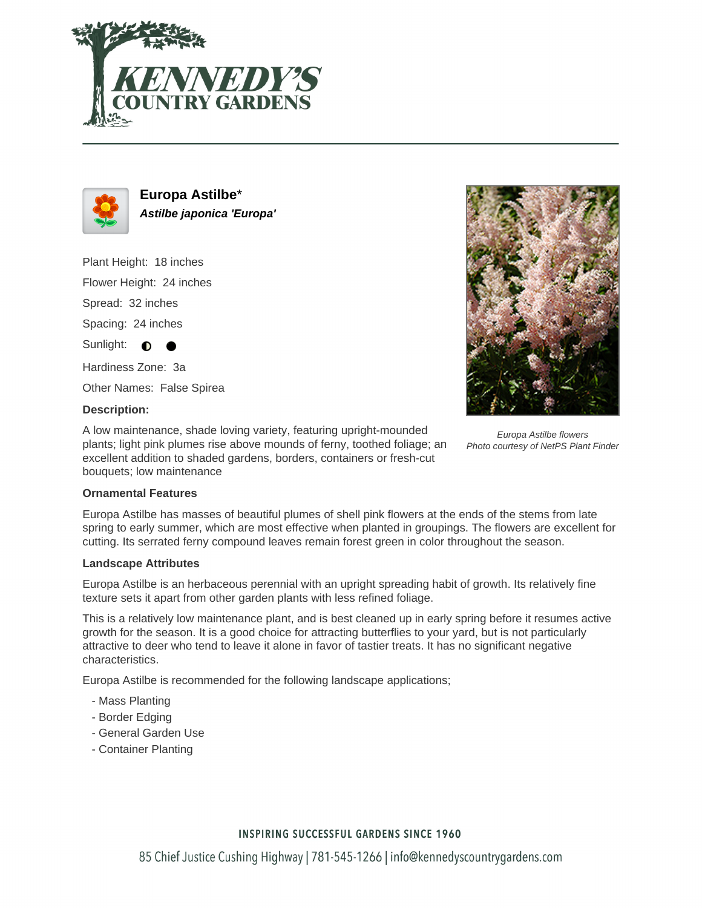# Europa Astilbe*

***Astilbe japonica 'Europa'***

Plant Height: 18 inches

Flower Height: 24 inches

Spread: 32 inches

Spacing: 24 inches

Sunlight: ◐ ●

Hardiness Zone: 3a

Other Names: False Spirea

**Description:**

A low maintenance, shade loving variety, featuring upright-mounded plants; light pink plumes rise above mounds of ferny, toothed foliage; an excellent addition to shaded gardens, borders, containers or fresh-cut bouquets; low maintenance

*Europa Astilbe flowers*
*Photo courtesy of NetPS Plant Finder*

### Ornamental Features

Europa Astilbe has masses of beautiful plumes of shell pink flowers at the ends of the stems from late spring to early summer, which are most effective when planted in groupings. The flowers are excellent for cutting. Its serrated ferny compound leaves remain forest green in color throughout the season.

### Landscape Attributes

Europa Astilbe is an herbaceous perennial with an upright spreading habit of growth. Its relatively fine texture sets it apart from other garden plants with less refined foliage.

This is a relatively low maintenance plant, and is best cleaned up in early spring before it resumes active growth for the season. It is a good choice for attracting butterflies to your yard, but is not particularly attractive to deer who tend to leave it alone in favor of tastier treats. It has no significant negative characteristics.

Europa Astilbe is recommended for the following landscape applications;

- Mass Planting
- Border Edging
- General Garden Use
- Container Planting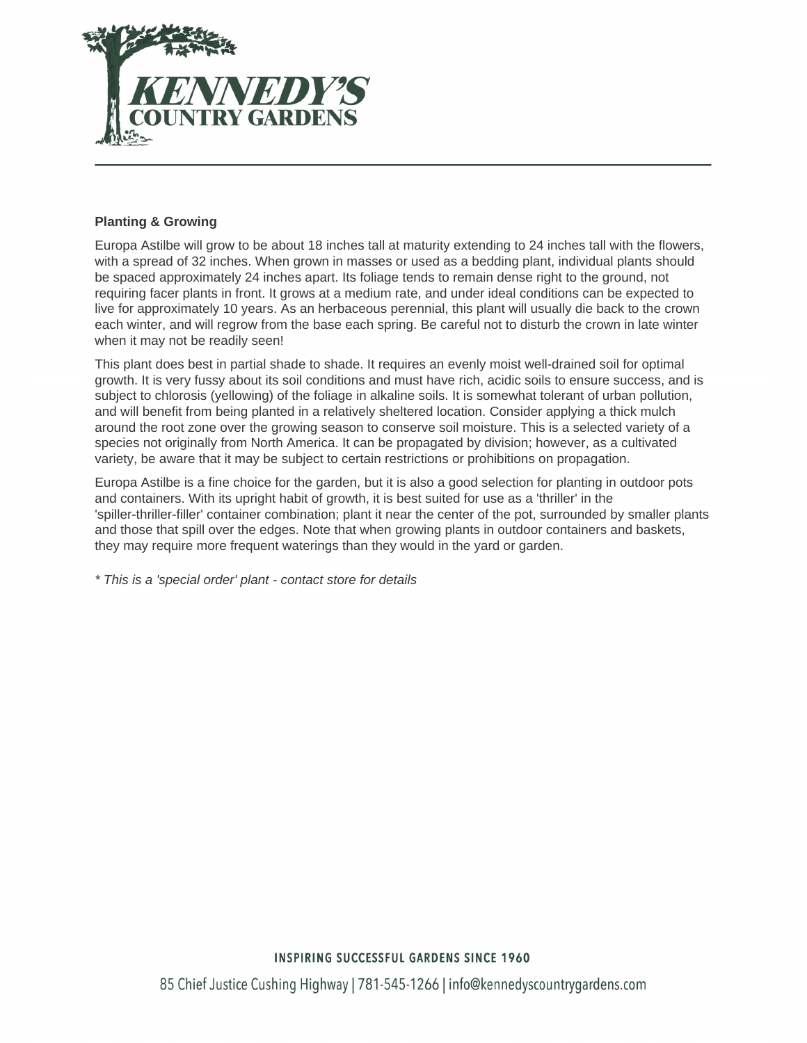**Planting & Growing**

Europa Astilbe will grow to be about 18 inches tall at maturity extending to 24 inches tall with the flowers, with a spread of 32 inches. When grown in masses or used as a bedding plant, individual plants should be spaced approximately 24 inches apart. Its foliage tends to remain dense right to the ground, not requiring facer plants in front. It grows at a medium rate, and under ideal conditions can be expected to live for approximately 10 years. As an herbaceous perennial, this plant will usually die back to the crown each winter, and will regrow from the base each spring. Be careful not to disturb the crown in late winter when it may not be readily seen!

This plant does best in partial shade to shade. It requires an evenly moist well-drained soil for optimal growth. It is very fussy about its soil conditions and must have rich, acidic soils to ensure success, and is subject to chlorosis (yellowing) of the foliage in alkaline soils. It is somewhat tolerant of urban pollution, and will benefit from being planted in a relatively sheltered location. Consider applying a thick mulch around the root zone over the growing season to conserve soil moisture. This is a selected variety of a species not originally from North America. It can be propagated by division; however, as a cultivated variety, be aware that it may be subject to certain restrictions or prohibitions on propagation.

Europa Astilbe is a fine choice for the garden, but it is also a good selection for planting in outdoor pots and containers. With its upright habit of growth, it is best suited for use as a 'thriller' in the 'spiller-thriller-filler' container combination; plant it near the center of the pot, surrounded by smaller plants and those that spill over the edges. Note that when growing plants in outdoor containers and baskets, they may require more frequent waterings than they would in the yard or garden.

*\* This is a 'special order' plant - contact store for details*